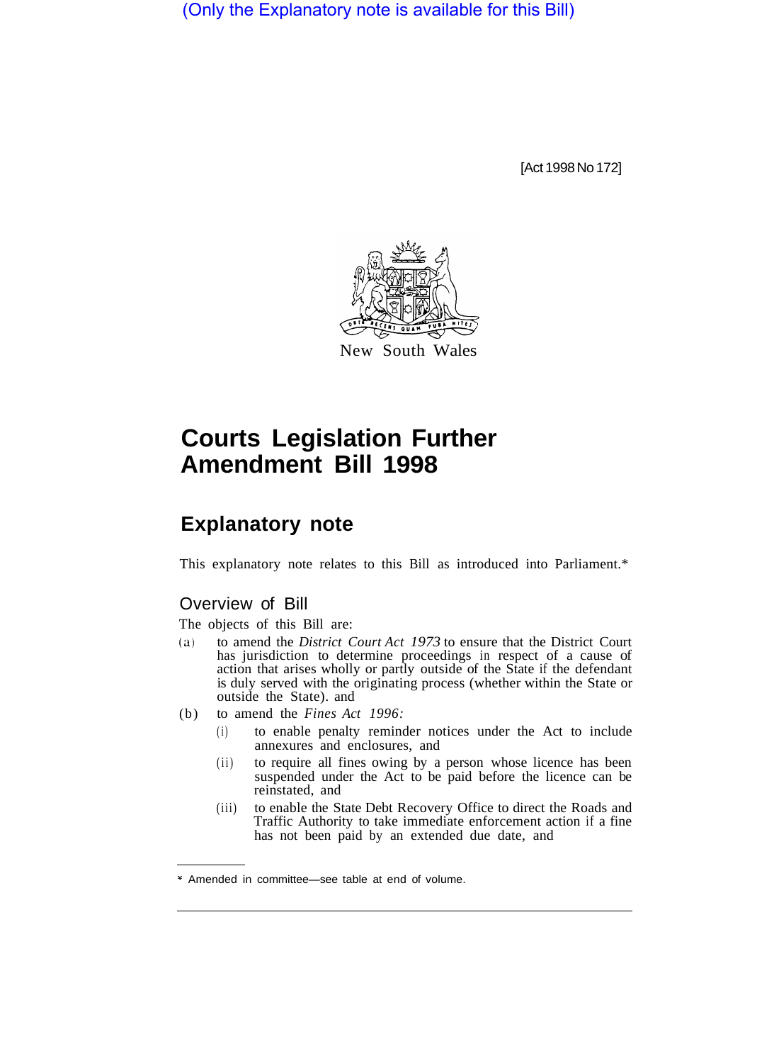(Only the Explanatory note is available for this Bill)

[Act 1998 No 172]

New South Wales

# Courts Legislation Further Amendment Bill 1998

## Explanatory note

This explanatory note relates to this Bill as introduced into Parliament.*

### Overview of Bill

The objects of this Bill are:

(a) to amend the *District Court Act 1973* to ensure that the District Court has jurisdiction to determine proceedings in respect of a cause of action that arises wholly or partly outside of the State if the defendant is duly served with the originating process (whether within the State or outside the State). and

(b) to amend the *Fines Act 1996:*

(i) to enable penalty reminder notices under the Act to include annexures and enclosures, and

(ii) to require all fines owing by a person whose licence has been suspended under the Act to be paid before the licence can be reinstated, and

(iii) to enable the State Debt Recovery Office to direct the Roads and Traffic Authority to take immediate enforcement action if a fine has not been paid by an extended due date, and

* Amended in committee—see table at end of volume.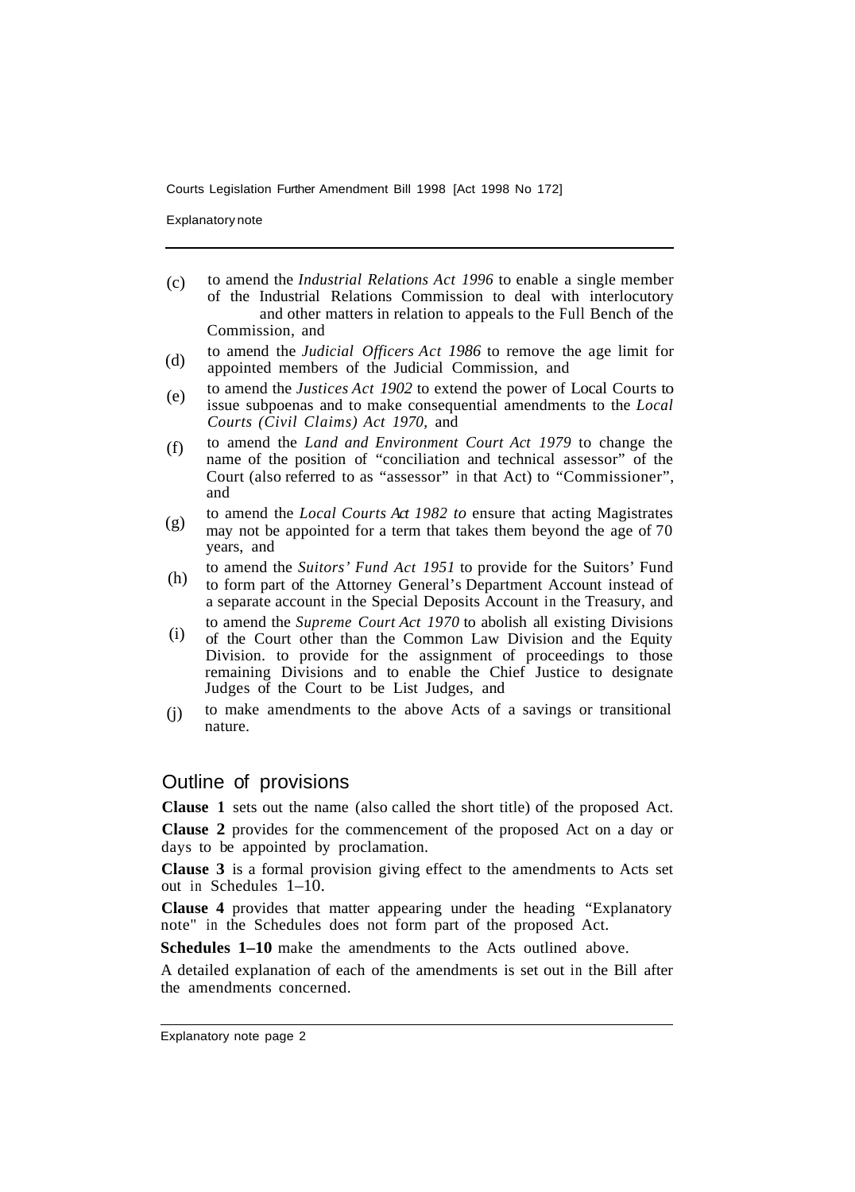(c) to amend the *Industrial Relations Act 1996* to enable a single member of the Industrial Relations Commission to deal with interlocutory and other matters in relation to appeals to the Full Bench of the Commission, and

(d) to amend the *Judicial Officers Act 1986* to remove the age limit for appointed members of the Judicial Commission, and

(e) to amend the *Justices Act 1902* to extend the power of Local Courts to issue subpoenas and to make consequential amendments to the *Local Courts (Civil Claims) Act 1970,* and

(f) to amend the *Land and Environment Court Act 1979* to change the name of the position of "conciliation and technical assessor" of the Court (also referred to as "assessor" in that Act) to "Commissioner", and

(g) to amend the *Local Courts Act 1982 to* ensure that acting Magistrates may not be appointed for a term that takes them beyond the age of 70 years, and

(h) to amend the *Suitors' Fund Act 1951* to provide for the Suitors' Fund to form part of the Attorney General's Department Account instead of a separate account in the Special Deposits Account in the Treasury, and

(i) to amend the *Supreme Court Act 1970* to abolish all existing Divisions of the Court other than the Common Law Division and the Equity Division. to provide for the assignment of proceedings to those remaining Divisions and to enable the Chief Justice to designate Judges of the Court to be List Judges, and

(j) to make amendments to the above Acts of a savings or transitional nature.

## Outline of provisions

**Clause 1** sets out the name (also called the short title) of the proposed Act.

**Clause 2** provides for the commencement of the proposed Act on a day or days to be appointed by proclamation.

**Clause 3** is a formal provision giving effect to the amendments to Acts set out in Schedules 1–10.

**Clause 4** provides that matter appearing under the heading "Explanatory note" in the Schedules does not form part of the proposed Act.

**Schedules 1–10** make the amendments to the Acts outlined above.

A detailed explanation of each of the amendments is set out in the Bill after the amendments concerned.